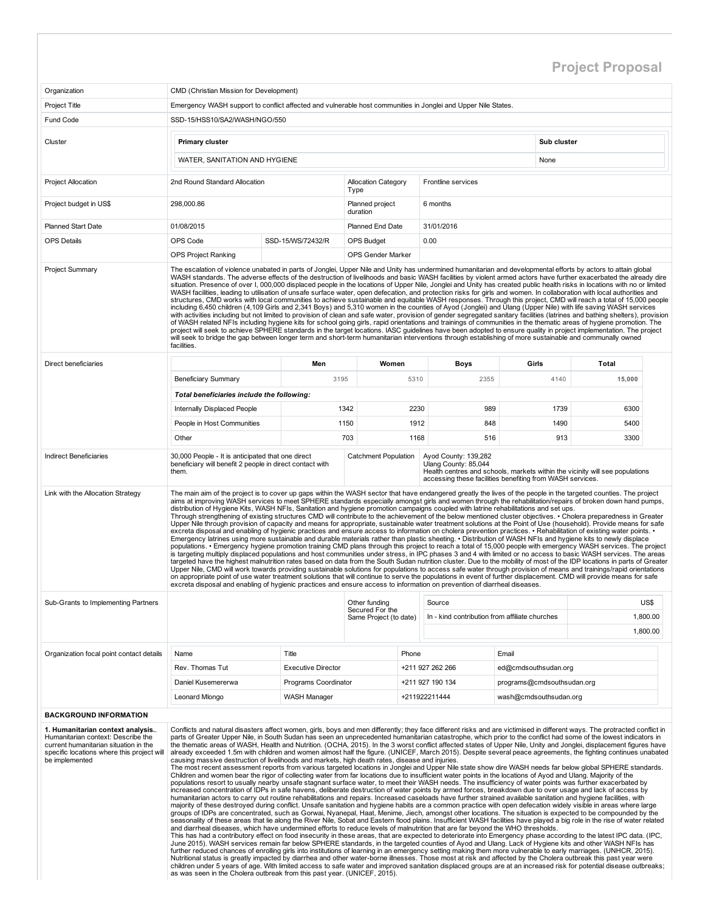# Project Proposal

| Organization | CMD (Christian Mission for Development) |
|---|---|
| Project Title | Emergency WASH support to conflict affected and vulnerable host communities in Jonglei and Upper Nile States. |
| Fund Code | SSD-15/HSS10/SA2/WASH/NGO/550 |

| Cluster | Primary cluster | Sub cluster |
|---|---|---|
| | WATER, SANITATION AND HYGIENE | None |

| Project Allocation | 2nd Round Standard Allocation | Allocation Category Type | Frontline services |
|---|---|---|---|
| Project budget in US$ | 298,000.86 | Planned project duration | 6 months |
| Planned Start Date | 01/08/2015 | Planned End Date | 31/01/2016 |
| OPS Details | OPS Code: SSD-15/WS/72432/R | OPS Budget | 0.00 |
| | OPS Project Ranking | OPS Gender Marker | |

**Project Summary**

The escalation of violence unabated in parts of Jonglei, Upper Nile and Unity has undermined humanitarian and developmental efforts by actors to attain global WASH standards. The adverse effects of the destruction of livelihoods and basic WASH facilities by violent armed actors have further exacerbated the already dire situation. Presence of over I, 000,000 displaced people in the locations of Upper Nile, Jonglei and Unity has created public health risks in locations with no or limited WASH facilities, leading to utilisation of unsafe surface water, open defecation, and protection risks for girls and women. In collaboration with local authorities and structures, CMD works with local communities to achieve sustainable and equitable WASH responses. Through this project, CMD will reach a total of 15,000 people including 6,450 children (4,109 Girls and 2,341 Boys) and 5,310 women in the counties of Ayod (Jonglei) and Ulang (Upper Nile) with life saving WASH services with activities including but not limited to provision of clean and safe water, provision of gender segregated sanitary facilities (latrines and bathing shelters), provision of WASH related NFIs including hygiene kits for school going girls, rapid orientations and trainings of communities in the thematic areas of hygiene promotion. The project will seek to achieve SPHERE standards in the target locations. IASC guidelines have been adopted to ensure quality in project implementation. The project will seek to bridge the gap between longer term and short-term humanitarian interventions through establishing of more sustainable and communally owned facilities.

**Direct beneficiaries**

| | Men | Women | Boys | Girls | Total |
|---|---|---|---|---|---|
| Beneficiary Summary | 3195 | 5310 | 2355 | 4140 | 15,000 |
| ***Total beneficiaries include the following:*** | | | | | |
| Internally Displaced People | 1342 | 2230 | 989 | 1739 | 6300 |
| People in Host Communities | 1150 | 1912 | 848 | 1490 | 5400 |
| Other | 703 | 1168 | 516 | 913 | 3300 |

| Indirect Beneficiaries | Catchment Population |
|---|---|
| 30,000 People - It is anticipated that one direct beneficiary will benefit 2 people in direct contact with them. | Ayod County: 139,282<br>Ulang County: 85,044<br>Health centres and schools, markets within the vicinity will see populations accessing these facilities benefiting from WASH services. |

**Link with the Allocation Strategy**

The main aim of the project is to cover up gaps within the WASH sector that have endangered greatly the lives of the people in the targeted counties. The project aims at improving WASH services to meet SPHERE standards especially amongst girls and women through the rehabilitation/repairs of broken down hand pumps, distribution of Hygiene Kits, WASH NFIs, Sanitation and hygiene promotion campaigns coupled with latrine rehabilitations and set ups.
Through strengthening of existing structures CMD will contribute to the achievement of the below mentioned cluster objectives. • Cholera preparedness in Greater Upper Nile through provision of capacity and means for appropriate, sustainable water treatment solutions at the Point of Use (household). Provide means for safe excreta disposal and enabling of hygienic practices and ensure access to information on cholera prevention practices. • Rehabilitation of existing water points. • Emergency latrines using more sustainable and durable materials rather than plastic sheeting. • Distribution of WASH NFIs and hygiene kits to newly displace populations. • Emergency hygiene promotion training CMD plans through this project to reach a total of 15,000 people with emergency WASH services. The project is targeting multiply displaced populations and host communities under stress, in IPC phases 3 and 4 with limited or no access to basic WASH services. The areas targeted have the highest malnutrition rates based on data from the South Sudan nutrition cluster. Due to the mobility of most of the IDP locations in parts of Greater Upper Nile, CMD will work towards providing sustainable solutions for populations to access safe water through provision of means and trainings/rapid orientations on appropriate point of use water treatment solutions that will continue to serve the populations in event of further displacement. CMD will provide means for safe excreta disposal and enabling of hygienic practices and ensure access to information on prevention of diarrheal diseases.

**Sub-Grants to Implementing Partners**

Other funding Secured For the Same Project (to date)

| Source | US$ |
|---|---|
| In - kind contribution from affiliate churches | 1,800.00 |
| | 1,800.00 |

**Organization focal point contact details**

| Name | Title | Phone | Email |
|---|---|---|---|
| Rev. Thomas Tut | Executive Director | +211 927 262 266 | ed@cmdsouthsudan.org |
| Daniel Kusemererwa | Programs Coordinator | +211 927 190 134 | programs@cmdsouthsudan.org |
| Leonard Mlongo | WASH Manager | +211922211444 | wash@cmdsouthsudan.org |

## BACKGROUND INFORMATION

**1. Humanitarian context analysis.**. Humanitarian context: Describe the current humanitarian situation in the specific locations where this project will be implemented

Conflicts and natural disasters affect women, girls, boys and men differently; they face different risks and are victimised in different ways. The protracted conflict in parts of Greater Upper Nile, in South Sudan has seen an unprecedented humanitarian catastrophe, which prior to the conflict had some of the lowest indicators in the thematic areas of WASH, Health and Nutrition. (OCHA, 2015). In the 3 worst conflict affected states of Upper Nile, Unity and Jonglei, displacement figures have already exceeded 1.5m with children and women almost half the figure. (UNICEF, March 2015). Despite several peace agreements, the fighting continues unabated causing massive destruction of livelihoods and markets, high death rates, disease and injuries.
The most recent assessment reports from various targeted locations in Jonglei and Upper Nile state show dire WASH needs far below global SPHERE standards. Children and women bear the rigor of collecting water from far locations due to insufficient water points in the locations of Ayod and Ulang. Majority of the populations resort to usually nearby unsafe stagnant surface water, to meet their WASH needs. The insufficiency of water points was further exacerbated by increased concentration of IDPs in safe havens, deliberate destruction of water points by armed forces, breakdown due to over usage and lack of access by humanitarian actors to carry out routine rehabilitations and repairs. Increased caseloads have further strained available sanitation and hygiene facilities, with majority of these destroyed during conflict. Unsafe sanitation and hygiene habits are a common practice with open defecation widely visible in areas where large groups of IDPs are concentrated, such as Gorwai, Nyanepal, Haat, Menime, Jiech, amongst other locations. The situation is expected to be compounded by the seasonality of these areas that lie along the River Nile, Sobat and Eastern flood plains. Insufficient WASH facilities have played a big role in the rise of water related and diarrheal diseases, which have undermined efforts to reduce levels of malnutrition that are far beyond the WHO thresholds.
This has had a contributory effect on food insecurity in these areas, that are expected to deteriorate into Emergency phase according to the latest IPC data. (IPC, June 2015). WASH services remain far below SPHERE standards, in the targeted counties of Ayod and Ulang. Lack of Hygiene kits and other WASH NFIs has further reduced chances of enrolling girls into institutions of learning in an emergency setting making them more vulnerable to early marriages. (UNHCR, 2015). Nutritional status is greatly impacted by diarrhea and other water-borne illnesses. Those most at risk and affected by the Cholera outbreak this past year were children under 5 years of age. With limited access to safe water and improved sanitation displaced groups are at an increased risk for potential disease outbreaks; as was seen in the Cholera outbreak from this past year. (UNICEF, 2015).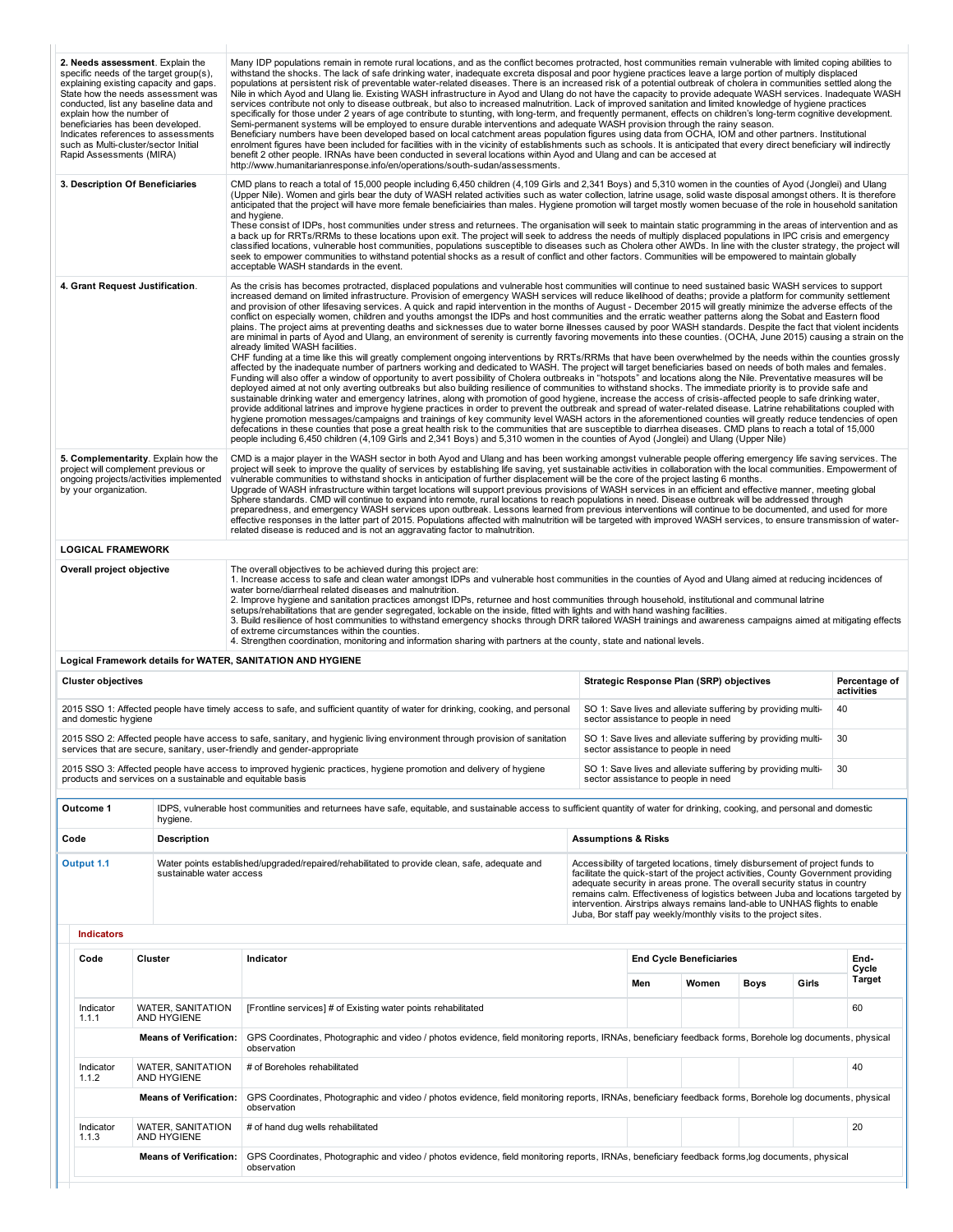| | |
|---|---|
| **2. Needs assessment**. Explain the specific needs of the target group(s), explaining existing capacity and gaps. State how the needs assessment was conducted, list any baseline data and explain how the number of beneficiaries has been developed. Indicates references to assessments such as Multi-cluster/sector Initial Rapid Assessments (MIRA) | Many IDP populations remain in remote rural locations, and as the conflict becomes protracted, host communities remain vulnerable with limited coping abilities to withstand the shocks. The lack of safe drinking water, inadequate excreta disposal and poor hygiene practices leave a large portion of multiply displaced populations at persistent risk of preventable water-related diseases. There is an increased risk of a potential outbreak of cholera in communities settled along the Nile in which Ayod and Ulang lie. Existing WASH infrastructure in Ayod and Ulang do not have the capacity to provide adequate WASH services. Inadequate WASH services contribute not only to disease outbreak, but also to increased malnutrition. Lack of improved sanitation and limited knowledge of hygiene practices specifically for those under 2 years of age contribute to stunting, with long-term, and frequently permanent, effects on children's long-term cognitive development. Semi-permanent systems will be employed to ensure durable interventions and adequate WASH provision through the rainy season.<br>Beneficiary numbers have been developed based on local catchment areas population figures using data from OCHA, IOM and other partners. Institutional enrolment figures have been included for facilities with in the vicinity of establishments such as schools. It is anticipated that every direct beneficiary will indirectly benefit 2 other people. IRNAs have been conducted in several locations within Ayod and Ulang and can be accesed at http://www.humanitarianresponse.info/en/operations/south-sudan/assessments. |
| **3. Description Of Beneficiaries** | CMD plans to reach a total of 15,000 people including 6,450 children (4,109 Girls and 2,341 Boys) and 5,310 women in the counties of Ayod (Jonglei) and Ulang (Upper Nile). Women and girls bear the duty of WASH related activities such as water collection, latrine usage, solid waste disposal amongst others. It is therefore anticipated that the project will have more female beneficiairies than males. Hygiene promotion will target mostly women becuase of the role in household sanitation and hygiene.<br>These consist of IDPs, host communities under stress and returnees. The organisation will seek to maintain static programming in the areas of intervention and as a back up for RRTs/RRMs to these locations upon exit. The project will seek to address the needs of multiply displaced populations in IPC crisis and emergency classified locations, vulnerable host communities, populations susceptible to diseases such as Cholera other AWDs. In line with the cluster strategy, the project will seek to empower communities to withstand potential shocks as a result of conflict and other factors. Communities will be empowered to maintain globally acceptable WASH standards in the event. |
| **4. Grant Request Justification**. | As the crisis has becomes protracted, displaced populations and vulnerable host communities will continue to need sustained basic WASH services to support increased demand on limited infrastructure. Provision of emergency WASH services will reduce likelihood of deaths; provide a platform for community settlement and provision of other lifesaving services. A quick and rapid intervention in the months of August - December 2015 will greatly minimize the adverse effects of the conflict on especially women, children and youths amongst the IDPs and host communities and the erratic weather patterns along the Sobat and Eastern flood plains. The project aims at preventing deaths and sicknesses due to water borne illnesses caused by poor WASH standards. Despite the fact that violent incidents are minimal in parts of Ayod and Ulang, an environment of serenity is currently favoring movements into these counties. (OCHA, June 2015) causing a strain on the already limited WASH facilities.<br>CHF funding at a time like this will greatly complement ongoing interventions by RRTs/RRMs that have been overwhelmed by the needs within the counties grossly affected by the inadequate number of partners working and dedicated to WASH. The project will target beneficiaries based on needs of both males and females. Funding will also offer a window of opportunity to avert possibility of Cholera outbreaks in "hotspots" and locations along the Nile. Preventative measures will be deployed aimed at not only averting outbreaks but also building resilience of communities to withstand shocks. The immediate priority is to provide safe and sustainable drinking water and emergency latrines, along with promotion of good hygiene, increase the access of crisis-affected people to safe drinking water, provide additional latrines and improve hygiene practices in order to prevent the outbreak and spread of water-related disease. Latrine rehabilitations coupled with hygiene promotion messages/campaigns and trainings of key community level WASH actors in the aforementioned counties will greatly reduce tendencies of open defecations in these counties that pose a great health risk to the communities that are susceptible to diarrhea diseases. CMD plans to reach a total of 15,000 people including 6,450 children (4,109 Girls and 2,341 Boys) and 5,310 women in the counties of Ayod (Jonglei) and Ulang (Upper Nile) |
| **5. Complementarity**. Explain how the project will complement previous or ongoing projects/activities implemented by your organization. | CMD is a major player in the WASH sector in both Ayod and Ulang and has been working amongst vulnerable people offering emergency life saving services. The project will seek to improve the quality of services by establishing life saving, yet sustainable activities in collaboration with the local communities. Empowerment of vulnerable communities to withstand shocks in anticipation of further displacement will be the core of the project lasting 6 months.<br>Upgrade of WASH infrastructure within target locations will support previous provisions of WASH services in an efficient and effective manner, meeting global Sphere standards. CMD will continue to expand into remote, rural locations to reach populations in need. Disease outbreak will be addressed through preparedness, and emergency WASH services upon outbreak. Lessons learned from previous interventions will continue to be documented, and used for more effective responses in the latter part of 2015. Populations affected with malnutrition will be targeted with improved WASH services, to ensure transmission of water-related disease is reduced and is not an aggravating factor to malnutrition. |

## LOGICAL FRAMEWORK

| | |
|---|---|
| **Overall project objective** | The overall objectives to be achieved during this project are:<br>1. Increase access to safe and clean water amongst IDPs and vulnerable host communities in the counties of Ayod and Ulang aimed at reducing incidences of water borne/diarrheal related diseases and malnutrition.<br>2. Improve hygiene and sanitation practices amongst IDPs, returnee and host communities through household, institutional and communal latrine setups/rehabilitations that are gender segregated, lockable on the inside, fitted with lights and with hand washing facilities.<br>3. Build resilience of host communities to withstand emergency shocks through DRR tailored WASH trainings and awareness campaigns aimed at mitigating effects of extreme circumstances within the counties.<br>4. Strengthen coordination, monitoring and information sharing with partners at the county, state and national levels. |

### Logical Framework details for WATER, SANITATION AND HYGIENE

| Cluster objectives | Strategic Response Plan (SRP) objectives | Percentage of activities |
|---|---|---|
| 2015 SSO 1: Affected people have timely access to safe, and sufficient quantity of water for drinking, cooking, and personal and domestic hygiene | SO 1: Save lives and alleviate suffering by providing multi-sector assistance to people in need | 40 |
| 2015 SSO 2: Affected people have access to safe, sanitary, and hygienic living environment through provision of sanitation services that are secure, sanitary, user-friendly and gender-appropriate | SO 1: Save lives and alleviate suffering by providing multi-sector assistance to people in need | 30 |
| 2015 SSO 3: Affected people have access to improved hygienic practices, hygiene promotion and delivery of hygiene products and services on a sustainable and equitable basis | SO 1: Save lives and alleviate suffering by providing multi-sector assistance to people in need | 30 |

| **Outcome 1** | IDPS, vulnerable host communities and returnees have safe, equitable, and sustainable access to sufficient quantity of water for drinking, cooking, and personal and domestic hygiene. | |
|---|---|---|
| **Code** | **Description** | **Assumptions & Risks** |
| **Output 1.1** | Water points established/upgraded/repaired/rehabilitated to provide clean, safe, adequate and sustainable water access | Accessibility of targeted locations, timely disbursement of project funds to facilitate the quick-start of the project activities, County Government providing adequate security in areas prone. The overall security status in country remains calm. Effectiveness of logistics between Juba and locations targeted by intervention. Airstrips always remains land-able to UNHAS flights to enable Juba, Bor staff pay weekly/monthly visits to the project sites. |

**Indicators**

| Code | Cluster | Indicator | End Cycle Beneficiaries | | | | End-Cycle Target |
|---|---|---|---|---|---|---|---|
| | | | Men | Women | Boys | Girls | |
| Indicator 1.1.1 | WATER, SANITATION AND HYGIENE | [Frontline services] # of Existing water points rehabilitated | | | | | 60 |
| | **Means of Verification:** | GPS Coordinates, Photographic and video / photos evidence, field monitoring reports, IRNAs, beneficiary feedback forms, Borehole log documents, physical observation | | | | | |
| Indicator 1.1.2 | WATER, SANITATION AND HYGIENE | # of Boreholes rehabilitated | | | | | 40 |
| | **Means of Verification:** | GPS Coordinates, Photographic and video / photos evidence, field monitoring reports, IRNAs, beneficiary feedback forms, Borehole log documents, physical observation | | | | | |
| Indicator 1.1.3 | WATER, SANITATION AND HYGIENE | # of hand dug wells rehabilitated | | | | | 20 |
| | **Means of Verification:** | GPS Coordinates, Photographic and video / photos evidence, field monitoring reports, IRNAs, beneficiary feedback forms,log documents, physical observation | | | | | |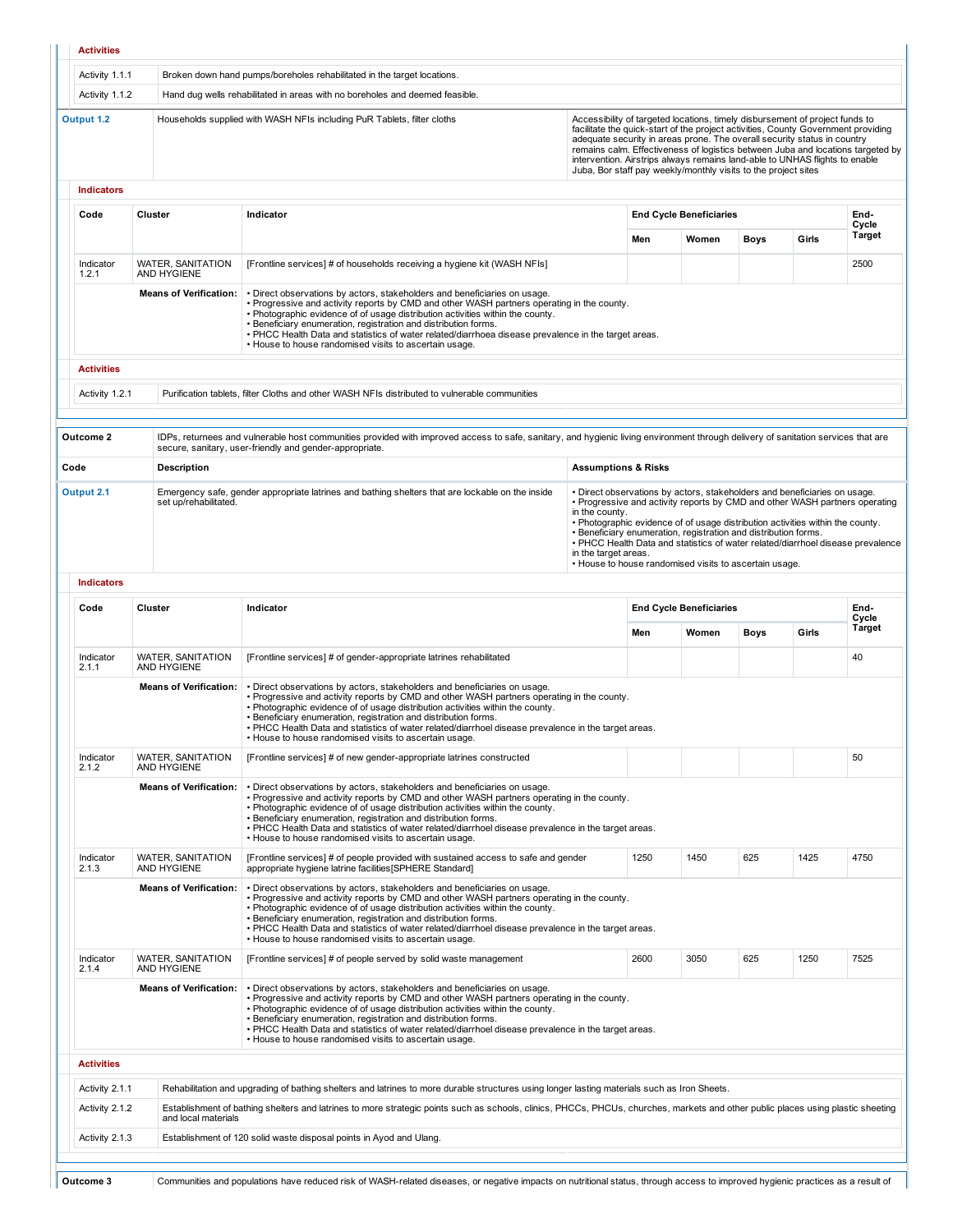**Activities**

| | |
|---|---|
| Activity 1.1.1 | Broken down hand pumps/boreholes rehabilitated in the target locations. |
| Activity 1.1.2 | Hand dug wells rehabilitated in areas with no boreholes and deemed feasible. |

| | | |
|---|---|---|
| **Output 1.2** | Households supplied with WASH NFIs including PuR Tablets, filter cloths | Accessibility of targeted locations, timely disbursement of project funds to facilitate the quick-start of the project activities, County Government providing adequate security in areas prone. The overall security status in country remains calm. Effectiveness of logistics between Juba and locations targeted by intervention. Airstrips always remains land-able to UNHAS flights to enable Juba, Bor staff pay weekly/monthly visits to the project sites |

**Indicators**

| Code | Cluster | Indicator | End Cycle Beneficiaries | | | | End-Cycle Target |
|---|---|---|---|---|---|---|---|
| | | | Men | Women | Boys | Girls | |
| Indicator 1.2.1 | WATER, SANITATION AND HYGIENE | [Frontline services] # of households receiving a hygiene kit (WASH NFIs] | | | | | 2500 |
| | **Means of Verification:** | • Direct observations by actors, stakeholders and beneficiaries on usage.<br>• Progressive and activity reports by CMD and other WASH partners operating in the county.<br>• Photographic evidence of of usage distribution activities within the county.<br>• Beneficiary enumeration, registration and distribution forms.<br>• PHCC Health Data and statistics of water related/diarrhoea disease prevalence in the target areas.<br>• House to house randomised visits to ascertain usage. | | | | | |

**Activities**

| | |
|---|---|
| Activity 1.2.1 | Purification tablets, filter Cloths and other WASH NFIs distributed to vulnerable communities |

| | | |
|---|---|---|
| **Outcome 2** | IDPs, returnees and vulnerable host communities provided with improved access to safe, sanitary, and hygienic living environment through delivery of sanitation services that are secure, sanitary, user-friendly and gender-appropriate. | |
| **Code** | **Description** | **Assumptions & Risks** |
| **Output 2.1** | Emergency safe, gender appropriate latrines and bathing shelters that are lockable on the inside set up/rehabilitated. | • Direct observations by actors, stakeholders and beneficiaries on usage.<br>• Progressive and activity reports by CMD and other WASH partners operating in the county.<br>• Photographic evidence of of usage distribution activities within the county.<br>• Beneficiary enumeration, registration and distribution forms.<br>• PHCC Health Data and statistics of water related/diarrhoel disease prevalence in the target areas.<br>• House to house randomised visits to ascertain usage. |

**Indicators**

| Code | Cluster | Indicator | End Cycle Beneficiaries | | | | End-Cycle Target |
|---|---|---|---|---|---|---|---|
| | | | Men | Women | Boys | Girls | |
| Indicator 2.1.1 | WATER, SANITATION AND HYGIENE | [Frontline services] # of gender-appropriate latrines rehabilitated | | | | | 40 |
| | **Means of Verification:** | • Direct observations by actors, stakeholders and beneficiaries on usage.<br>• Progressive and activity reports by CMD and other WASH partners operating in the county.<br>• Photographic evidence of of usage distribution activities within the county.<br>• Beneficiary enumeration, registration and distribution forms.<br>• PHCC Health Data and statistics of water related/diarrhoel disease prevalence in the target areas.<br>• House to house randomised visits to ascertain usage. | | | | | |
| Indicator 2.1.2 | WATER, SANITATION AND HYGIENE | [Frontline services] # of new gender-appropriate latrines constructed | | | | | 50 |
| | **Means of Verification:** | • Direct observations by actors, stakeholders and beneficiaries on usage.<br>• Progressive and activity reports by CMD and other WASH partners operating in the county.<br>• Photographic evidence of of usage distribution activities within the county.<br>• Beneficiary enumeration, registration and distribution forms.<br>• PHCC Health Data and statistics of water related/diarrhoel disease prevalence in the target areas.<br>• House to house randomised visits to ascertain usage. | | | | | |
| Indicator 2.1.3 | WATER, SANITATION AND HYGIENE | [Frontline services] # of people provided with sustained access to safe and gender appropriate hygiene latrine facilities[SPHERE Standard] | 1250 | 1450 | 625 | 1425 | 4750 |
| | **Means of Verification:** | • Direct observations by actors, stakeholders and beneficiaries on usage.<br>• Progressive and activity reports by CMD and other WASH partners operating in the county.<br>• Photographic evidence of of usage distribution activities within the county.<br>• Beneficiary enumeration, registration and distribution forms.<br>• PHCC Health Data and statistics of water related/diarrhoel disease prevalence in the target areas.<br>• House to house randomised visits to ascertain usage. | | | | | |
| Indicator 2.1.4 | WATER, SANITATION AND HYGIENE | [Frontline services] # of people served by solid waste management | 2600 | 3050 | 625 | 1250 | 7525 |
| | **Means of Verification:** | • Direct observations by actors, stakeholders and beneficiaries on usage.<br>• Progressive and activity reports by CMD and other WASH partners operating in the county.<br>• Photographic evidence of of usage distribution activities within the county.<br>• Beneficiary enumeration, registration and distribution forms.<br>• PHCC Health Data and statistics of water related/diarrhoel disease prevalence in the target areas.<br>• House to house randomised visits to ascertain usage. | | | | | |

**Activities**

| | |
|---|---|
| Activity 2.1.1 | Rehabilitation and upgrading of bathing shelters and latrines to more durable structures using longer lasting materials such as Iron Sheets. |
| Activity 2.1.2 | Establishment of bathing shelters and latrines to more strategic points such as schools, clinics, PHCCs, PHCUs, churches, markets and other public places using plastic sheeting and local materials |
| Activity 2.1.3 | Establishment of 120 solid waste disposal points in Ayod and Ulang. |

| | |
|---|---|
| **Outcome 3** | Communities and populations have reduced risk of WASH-related diseases, or negative impacts on nutritional status, through access to improved hygienic practices as a result of |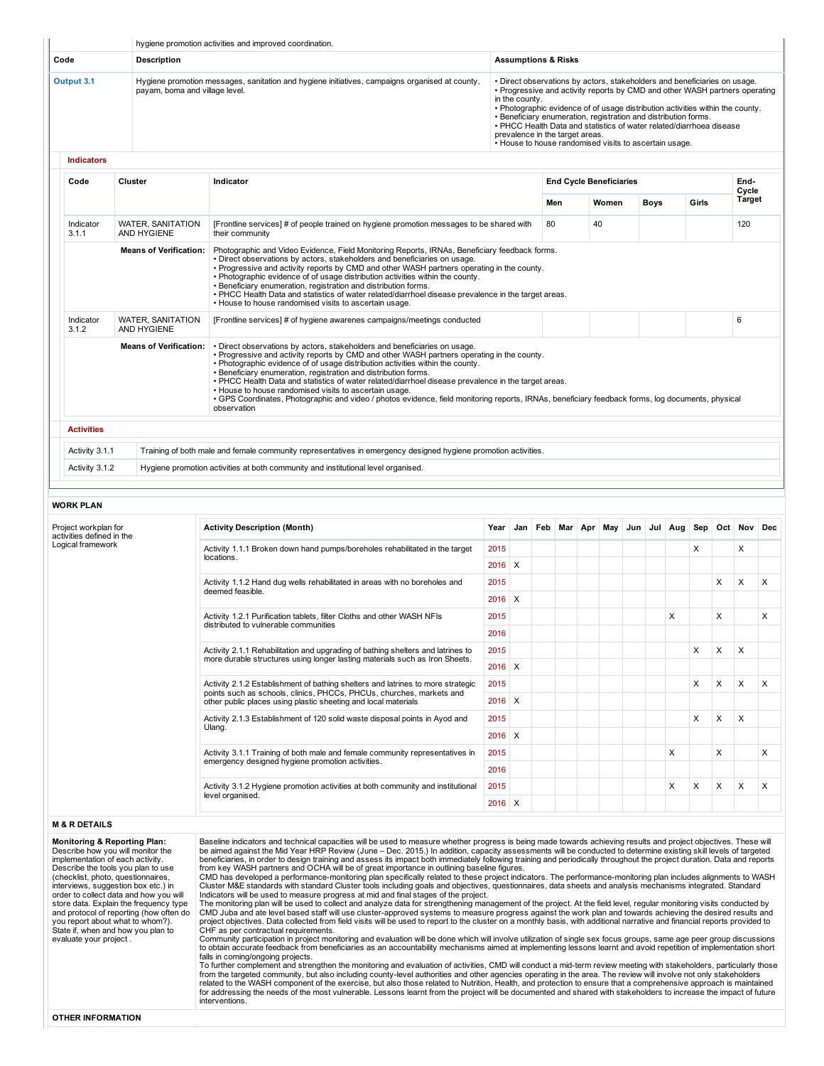hygiene promotion activities and improved coordination.

| Code | Description | Assumptions & Risks |
|---|---|---|
| Output 3.1 | Hygiene promotion messages, sanitation and hygiene initiatives, campaigns organised at county, payam, boma and village level. | • Direct observations by actors, stakeholders and beneficiaries on usage.<br>• Progressive and activity reports by CMD and other WASH partners operating in the county.<br>• Photographic evidence of of usage distribution activities within the county.<br>• Beneficiary enumeration, registration and distribution forms.<br>• PHCC Health Data and statistics of water related/diarrhoea disease prevalence in the target areas.<br>• House to house randomised visits to ascertain usage. |

**Indicators**

| Code | Cluster | Indicator | End Cycle Beneficiaries | | | | End-Cycle Target |
|---|---|---|---|---|---|---|---|
| | | | Men | Women | Boys | Girls | |
| Indicator 3.1.1 | WATER, SANITATION AND HYGIENE | [Frontline services] # of people trained on hygiene promotion messages to be shared with their community | 80 | 40 | | | 120 |
| | **Means of Verification:** | Photographic and Video Evidence, Field Monitoring Reports, IRNAs, Beneficiary feedback forms.<br>• Direct observations by actors, stakeholders and beneficiaries on usage.<br>• Progressive and activity reports by CMD and other WASH partners operating in the county.<br>• Photographic evidence of of usage distribution activities within the county.<br>• Beneficiary enumeration, registration and distribution forms.<br>• PHCC Health Data and statistics of water related/diarrhoel disease prevalence in the target areas.<br>• House to house randomised visits to ascertain usage. | | | | | |
| Indicator 3.1.2 | WATER, SANITATION AND HYGIENE | [Frontline services] # of hygiene awarenes campaigns/meetings conducted | | | | | 6 |
| | **Means of Verification:** | • Direct observations by actors, stakeholders and beneficiaries on usage.<br>• Progressive and activity reports by CMD and other WASH partners operating in the county.<br>• Photographic evidence of of usage distribution activities within the county.<br>• Beneficiary enumeration, registration and distribution forms.<br>• PHCC Health Data and statistics of water related/diarrhoel disease prevalence in the target areas.<br>• House to house randomised visits to ascertain usage.<br>• GPS Coordinates, Photographic and video / photos evidence, field monitoring reports, IRNAs, beneficiary feedback forms, log documents, physical observation | | | | | |

**Activities**

| | |
|---|---|
| Activity 3.1.1 | Training of both male and female community representatives in emergency designed hygiene promotion activities. |
| Activity 3.1.2 | Hygiene promotion activities at both community and institutional level organised. |

## WORK PLAN

Project workplan for activities defined in the Logical framework

| Activity Description (Month) | Year | Jan | Feb | Mar | Apr | May | Jun | Jul | Aug | Sep | Oct | Nov | Dec |
|---|---|---|---|---|---|---|---|---|---|---|---|---|---|
| Activity 1.1.1 Broken down hand pumps/boreholes rehabilitated in the target locations. | 2015 | | | | | | | | | X | | X | |
| | 2016 | X | | | | | | | | | | | |
| Activity 1.1.2 Hand dug wells rehabilitated in areas with no boreholes and deemed feasible. | 2015 | | | | | | | | | | X | X | X |
| | 2016 | X | | | | | | | | | | | |
| Activity 1.2.1 Purification tablets, filter Cloths and other WASH NFIs distributed to vulnerable communities | 2015 | | | | | | | | X | | X | | X |
| | 2016 | | | | | | | | | | | | |
| Activity 2.1.1 Rehabilitation and upgrading of bathing shelters and latrines to more durable structures using longer lasting materials such as Iron Sheets. | 2015 | | | | | | | | | X | X | X | |
| | 2016 | X | | | | | | | | | | | |
| Activity 2.1.2 Establishment of bathing shelters and latrines to more strategic points such as schools, clinics, PHCCs, PHCUs, churches, markets and other public places using plastic sheeting and local materials | 2015 | | | | | | | | | X | X | X | X |
| | 2016 | X | | | | | | | | | | | |
| Activity 2.1.3 Establishment of 120 solid waste disposal points in Ayod and Ulang. | 2015 | | | | | | | | | X | X | X | |
| | 2016 | X | | | | | | | | | | | |
| Activity 3.1.1 Training of both male and female community representatives in emergency designed hygiene promotion activities. | 2015 | | | | | | | | X | | X | | X |
| | 2016 | | | | | | | | | | | | |
| Activity 3.1.2 Hygiene promotion activities at both community and institutional level organised. | 2015 | | | | | | | | X | X | X | X | X |
| | 2016 | X | | | | | | | | | | | |

## M & R DETAILS

**Monitoring & Reporting Plan:**
Describe how you will monitor the implementation of each activity. Describe the tools you plan to use (checklist, photo, questionnaires, interviews, suggestion box etc.) in order to collect data and how you will store data. Explain the frequency type and protocol of reporting (how often do you report about what to whom?). State if, when and how you plan to evaluate your project .

Baseline indicators and technical capacities will be used to measure whether progress is being made towards achieving results and project objectives. These will be aimed against the Mid Year HRP Review (June – Dec. 2015.) In addition, capacity assessments will be conducted to determine existing skill levels of targeted beneficiaries, in order to design training and assess its impact both immediately following training and periodically throughout the project duration. Data and reports from key WASH partners and OCHA will be of great importance in outlining baseline figures.
CMD has developed a performance-monitoring plan specifically related to these project indicators. The performance-monitoring plan includes alignments to WASH Cluster M&E standards with standard Cluster tools including goals and objectives, questionnaires, data sheets and analysis mechanisms integrated. Standard Indicators will be used to measure progress at mid and final stages of the project.
The monitoring plan will be used to collect and analyze data for strengthening management of the project. At the field level, regular monitoring visits conducted by CMD Juba and ate level based staff will use cluster-approved systems to measure progress against the work plan and towards achieving the desired results and project objectives. Data collected from field visits will be used to report to the cluster on a monthly basis, with additional narrative and financial reports provided to CHF as per contractual requirements.
Community participation in project monitoring and evaluation will be done which will involve utilization of single sex focus groups, same age peer group discussions to obtain accurate feedback from beneficiaries as an accountability mechanisms aimed at implementing lessons learnt and avoid repetition of implementation short falls in coming/ongoing projects.
To further complement and strengthen the monitoring and evaluation of activities, CMD will conduct a mid-term review meeting with stakeholders, particularly those from the targeted community, but also including county-level authorities and other agencies operating in the area. The review will involve not only stakeholders related to the WASH component of the exercise, but also those related to Nutrition, Health, and protection to ensure that a comprehensive approach is maintained for addressing the needs of the most vulnerable. Lessons learnt from the project will be documented and shared with stakeholders to increase the impact of future interventions.

## OTHER INFORMATION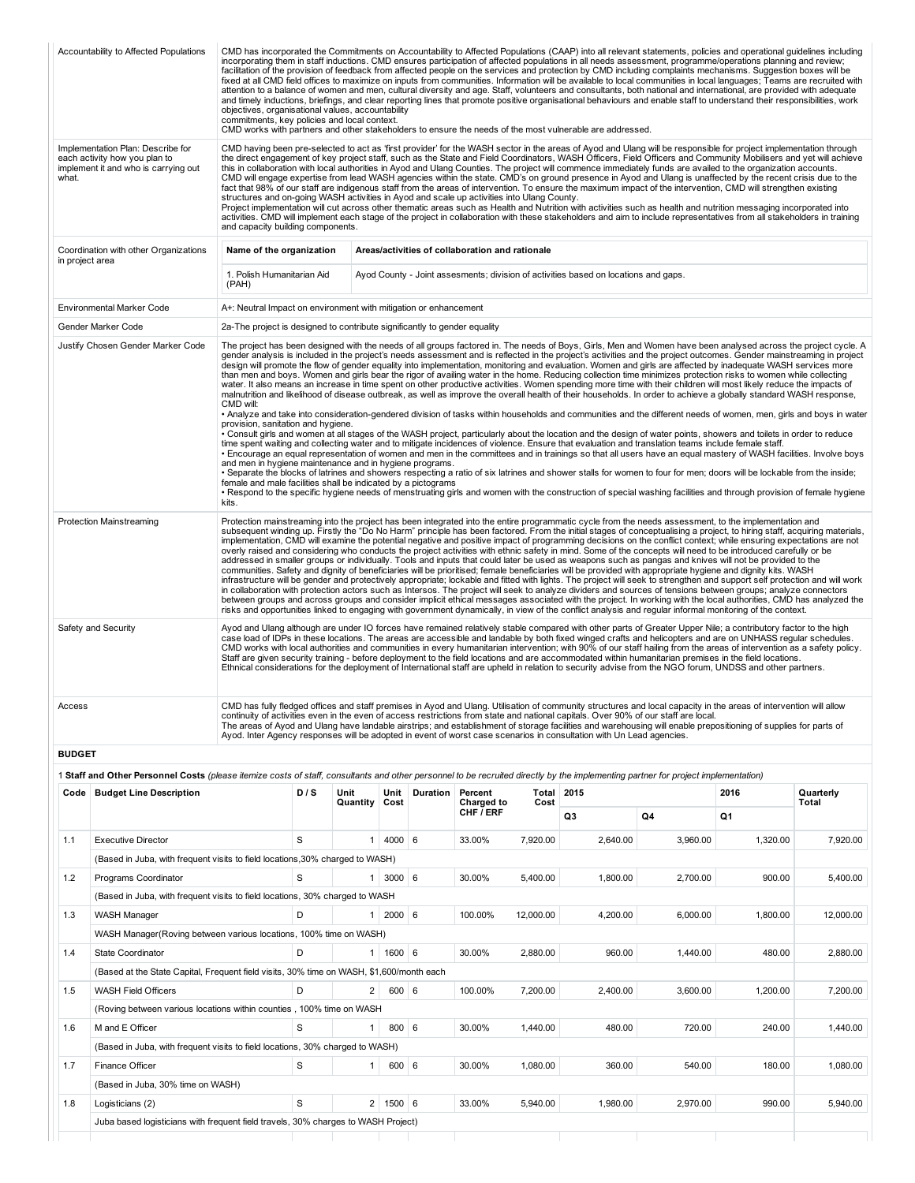| Accountability to Affected Populations | CMD has incorporated the Commitments on Accountability to Affected Populations (CAAP) into all relevant statements, policies and operational guidelines including incorporating them in staff inductions. CMD ensures participation of affected populations in all needs assessment, programme/operations planning and review; facilitation of the provision of feedback from affected people on the services and protection by CMD including complaints mechanisms. Suggestion boxes will be fixed at all CMD field offices to maximize on inputs from communities. Information will be available to local communities in local languages; Teams are recruited with attention to a balance of women and men, cultural diversity and age. Staff, volunteers and consultants, both national and international, are provided with adequate and timely inductions, briefings, and clear reporting lines that promote positive organisational behaviours and enable staff to understand their responsibilities, work objectives, organisational values, accountability commitments, key policies and local context.<br>CMD works with partners and other stakeholders to ensure the needs of the most vulnerable are addressed. |
|---|---|
| Implementation Plan: Describe for each activity how you plan to implement it and who is carrying out what. | CMD having been pre-selected to act as 'first provider' for the WASH sector in the areas of Ayod and Ulang will be responsible for project implementation through the direct engagement of key project staff, such as the State and Field Coordinators, WASH Officers, Field Officers and Community Mobilisers and yet will achieve this in collaboration with local authorities in Ayod and Ulang Counties. The project will commence immediately funds are availed to the organization accounts. CMD will engage expertise from lead WASH agencies within the state. CMD's on ground presence in Ayod and Ulang is unaffected by the recent crisis due to the fact that 98% of our staff are indigenous staff from the areas of intervention. To ensure the maximum impact of the intervention, CMD will strengthen existing structures and on-going WASH activities in Ayod and scale up activities into Ulang County.<br>Project implementation will cut across other thematic areas such as Health and Nutrition with activities such as health and nutrition messaging incorporated into activities. CMD will implement each stage of the project in collaboration with these stakeholders and aim to include representatives from all stakeholders in training and capacity building components. |
| Coordination with other Organizations in project area | **Name of the organization** — **Areas/activities of collaboration and rationale**<br>1. Polish Humanitarian Aid (PAH) — Ayod County - Joint assesments; division of activities based on locations and gaps. |
| Environmental Marker Code | A+: Neutral Impact on environment with mitigation or enhancement |
| Gender Marker Code | 2a-The project is designed to contribute significantly to gender equality |
| Justify Chosen Gender Marker Code | The project has been designed with the needs of all groups factored in. The needs of Boys, Girls, Men and Women have been analysed across the project cycle. A gender analysis is included in the project's needs assessment and is reflected in the project's activities and the project outcomes. Gender mainstreaming in project design will promote the flow of gender equality into implementation, monitoring and evaluation. Women and girls are affected by inadequate WASH services more than men and boys. Women and girls bear the rigor of availing water in the home. Reducing collection time minimizes protection risks to women while collecting water. It also means an increase in time spent on other productive activities. Women spending more time with their children will most likely reduce the impacts of malnutrition and likelihood of disease outbreak, as well as improve the overall health of their households. In order to achieve a globally standard WASH response, CMD will:<br>• Analyze and take into consideration-gendered division of tasks within households and communities and the different needs of women, men, girls and boys in water provision, sanitation and hygiene.<br>• Consult girls and women at all stages of the WASH project, particularly about the location and the design of water points, showers and toilets in order to reduce time spent waiting and collecting water and to mitigate incidences of violence. Ensure that evaluation and translation teams include female staff.<br>• Encourage an equal representation of women and men in the committees and in trainings so that all users have an equal mastery of WASH facilities. Involve boys and men in hygiene maintenance and in hygiene programs.<br>• Separate the blocks of latrines and showers respecting a ratio of six latrines and shower stalls for women to four for men; doors will be lockable from the inside; female and male facilities shall be indicated by a pictograms<br>• Respond to the specific hygiene needs of menstruating girls and women with the construction of special washing facilities and through provision of female hygiene kits. |
| Protection Mainstreaming | Protection mainstreaming into the project has been integrated into the entire programmatic cycle from the needs assessment, to the implementation and subsequent winding up. Firstly the "Do No Harm" principle has been factored. From the initial stages of conceptualising a project, to hiring staff, acquiring materials, implementation, CMD will examine the potential negative and positive impact of programming decisions on the conflict context; while ensuring expectations are not overly raised and considering who conducts the project activities with ethnic safety in mind. Some of the concepts will need to be introduced carefully or be addressed in smaller groups or individually. Tools and inputs that could later be used as weapons such as pangas and knives will not be provided to the communities. Safety and dignity of beneficiaries will be prioritised; female beneficiaries will be provided with appropriate hygiene and dignity kits. WASH infrastructure will be gender and protectively appropriate; lockable and fitted with lights. The project will seek to strengthen and support self protection and will work in collaboration with protection actors such as Intersos. The project will seek to analyze dividers and sources of tensions between groups; analyze connectors between groups and across groups and consider implicit ethical messages associated with the project. In working with the local authorities, CMD has analyzed the risks and opportunities linked to engaging with government dynamically, in view of the conflict analysis and regular informal monitoring of the context. |
| Safety and Security | Ayod and Ulang although are under IO forces have remained relatively stable compared with other parts of Greater Upper Nile; a contributory factor to the high case load of IDPs in these locations. The areas are accessible and landable by both fixed winged crafts and helicopters and are on UNHASS regular schedules. CMD works with local authorities and communities in every humanitarian intervention; with 90% of our staff hailing from the areas of intervention as a safety policy. Staff are given security training - before deployment to the field locations and are accommodated within humanitarian premises in the field locations.<br>Ethnical considerations for the deployment of International staff are upheld in relation to security advise from the NGO forum, UNDSS and other partners. |
| Access | CMD has fully fledged offices and staff premises in Ayod and Ulang. Utilisation of community structures and local capacity in the areas of intervention will allow continuity of activities even in the even of access restrictions from state and national capitals. Over 90% of our staff are local.<br>The areas of Ayod and Ulang have landable airstrips; and establishment of storage facilities and warehousing will enable prepositioning of supplies for parts of Ayod. Inter Agency responses will be adopted in event of worst case scenarios in consultation with Un Lead agencies. |

**BUDGET**

1 **Staff and Other Personnel Costs** *(please itemize costs of staff, consultants and other personnel to be recruited directly by the implementing partner for project implementation)*

| Code | Budget Line Description | D / S | Unit Quantity | Unit Cost | Duration | Percent Charged to CHF / ERF | Total Cost | 2015 Q3 | 2015 Q4 | 2016 Q1 | Quarterly Total |
|---|---|---|---|---|---|---|---|---|---|---|---|
| 1.1 | Executive Director | S | 1 | 4000 | 6 | 33.00% | 7,920.00 | 2,640.00 | 3,960.00 | 1,320.00 | 7,920.00 |
| | (Based in Juba, with frequent visits to field locations,30% charged to WASH) | | | | | | | | | | |
| 1.2 | Programs Coordinator | S | 1 | 3000 | 6 | 30.00% | 5,400.00 | 1,800.00 | 2,700.00 | 900.00 | 5,400.00 |
| | (Based in Juba, with frequent visits to field locations, 30% charged to WASH | | | | | | | | | | |
| 1.3 | WASH Manager | D | 1 | 2000 | 6 | 100.00% | 12,000.00 | 4,200.00 | 6,000.00 | 1,800.00 | 12,000.00 |
| | WASH Manager(Roving between various locations, 100% time on WASH) | | | | | | | | | | |
| 1.4 | State Coordinator | D | 1 | 1600 | 6 | 30.00% | 2,880.00 | 960.00 | 1,440.00 | 480.00 | 2,880.00 |
| | (Based at the State Capital, Frequent field visits, 30% time on WASH, $1,600/month each | | | | | | | | | | |
| 1.5 | WASH Field Officers | D | 2 | 600 | 6 | 100.00% | 7,200.00 | 2,400.00 | 3,600.00 | 1,200.00 | 7,200.00 |
| | (Roving between various locations within counties , 100% time on WASH | | | | | | | | | | |
| 1.6 | M and E Officer | S | 1 | 800 | 6 | 30.00% | 1,440.00 | 480.00 | 720.00 | 240.00 | 1,440.00 |
| | (Based in Juba, with frequent visits to field locations, 30% charged to WASH) | | | | | | | | | | |
| 1.7 | Finance Officer | S | 1 | 600 | 6 | 30.00% | 1,080.00 | 360.00 | 540.00 | 180.00 | 1,080.00 |
| | (Based in Juba, 30% time on WASH) | | | | | | | | | | |
| 1.8 | Logisticians (2) | S | 2 | 1500 | 6 | 33.00% | 5,940.00 | 1,980.00 | 2,970.00 | 990.00 | 5,940.00 |
| | Juba based logisticians with frequent field travels, 30% charges to WASH Project) | | | | | | | | | | |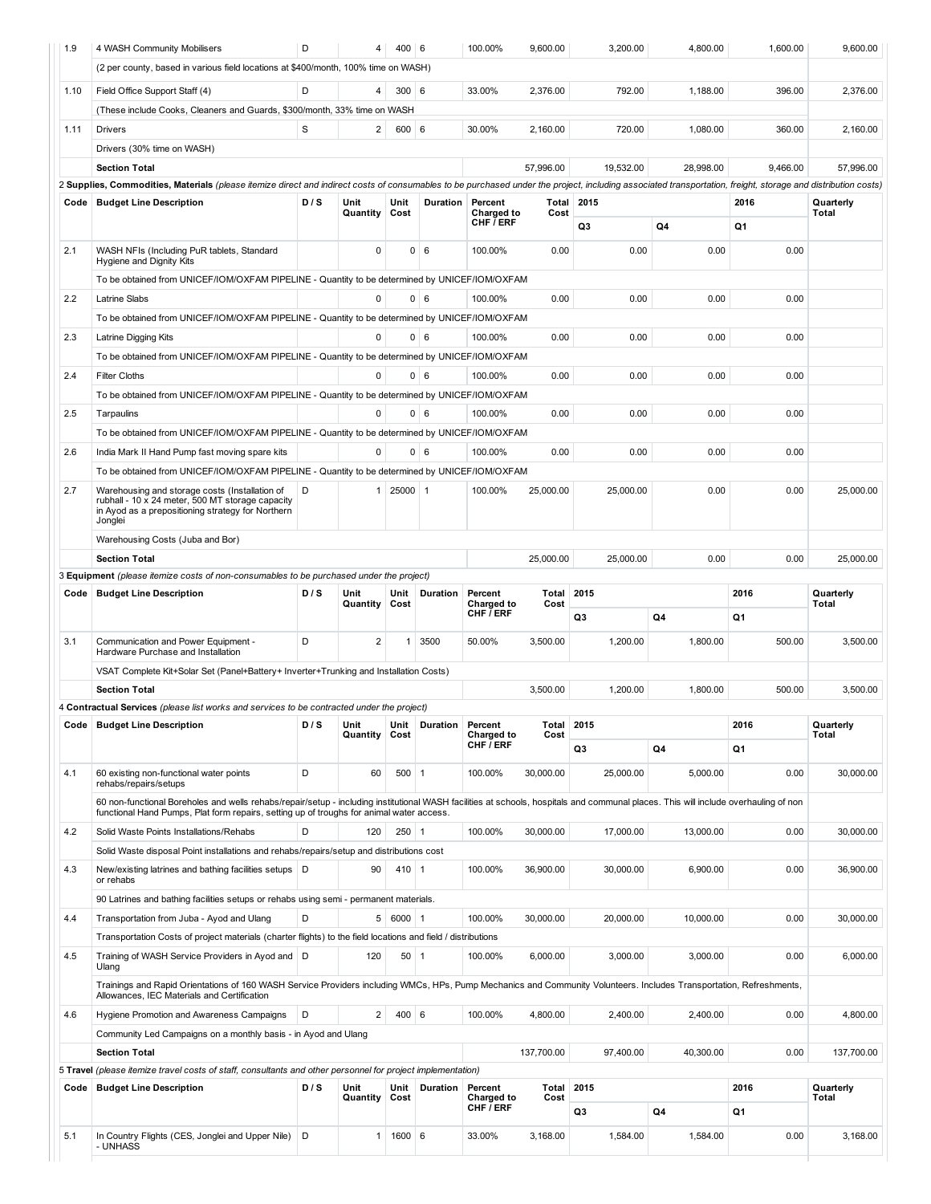| Code | Budget Line Description | D / S | Unit Quantity | Unit Cost | Duration | Percent Charged to CHF / ERF | Total Cost | 2015 Q3 | 2015 Q4 | 2016 Q1 | Quarterly Total |
|---|---|---|---|---|---|---|---|---|---|---|---|
| 1.9 | 4 WASH Community Mobilisers | D | 4 | 400 | 6 | 100.00% | 9,600.00 | 3,200.00 | 4,800.00 | 1,600.00 | 9,600.00 |
| | (2 per county, based in various field locations at $400/month, 100% time on WASH) | | | | | | | | | | |
| 1.10 | Field Office Support Staff (4) | D | 4 | 300 | 6 | 33.00% | 2,376.00 | 792.00 | 1,188.00 | 396.00 | 2,376.00 |
| | (These include Cooks, Cleaners and Guards, $300/month, 33% time on WASH | | | | | | | | | | |
| 1.11 | Drivers | S | 2 | 600 | 6 | 30.00% | 2,160.00 | 720.00 | 1,080.00 | 360.00 | 2,160.00 |
| | Drivers (30% time on WASH) | | | | | | | | | | |
| | **Section Total** | | | | | | 57,996.00 | 19,532.00 | 28,998.00 | 9,466.00 | 57,996.00 |

2 **Supplies, Commodities, Materials** *(please itemize direct and indirect costs of consumables to be purchased under the project, including associated transportation, freight, storage and distribution costs)*

| Code | Budget Line Description | D / S | Unit Quantity | Unit Cost | Duration | Percent Charged to CHF / ERF | Total Cost | 2015 | | 2016 | Quarterly Total |
|---|---|---|---|---|---|---|---|---|---|---|---|
| | | | | | | | | Q3 | Q4 | Q1 | |
| 2.1 | WASH NFIs (Including PuR tablets, Standard Hygiene and Dignity Kits | | 0 | 0 | 6 | 100.00% | 0.00 | 0.00 | 0.00 | 0.00 | |
| | To be obtained from UNICEF/IOM/OXFAM PIPELINE - Quantity to be determined by UNICEF/IOM/OXFAM | | | | | | | | | | |
| 2.2 | Latrine Slabs | | 0 | 0 | 6 | 100.00% | 0.00 | 0.00 | 0.00 | 0.00 | |
| | To be obtained from UNICEF/IOM/OXFAM PIPELINE - Quantity to be determined by UNICEF/IOM/OXFAM | | | | | | | | | | |
| 2.3 | Latrine Digging Kits | | 0 | 0 | 6 | 100.00% | 0.00 | 0.00 | 0.00 | 0.00 | |
| | To be obtained from UNICEF/IOM/OXFAM PIPELINE - Quantity to be determined by UNICEF/IOM/OXFAM | | | | | | | | | | |
| 2.4 | Filter Cloths | | 0 | 0 | 6 | 100.00% | 0.00 | 0.00 | 0.00 | 0.00 | |
| | To be obtained from UNICEF/IOM/OXFAM PIPELINE - Quantity to be determined by UNICEF/IOM/OXFAM | | | | | | | | | | |
| 2.5 | Tarpaulins | | 0 | 0 | 6 | 100.00% | 0.00 | 0.00 | 0.00 | 0.00 | |
| | To be obtained from UNICEF/IOM/OXFAM PIPELINE - Quantity to be determined by UNICEF/IOM/OXFAM | | | | | | | | | | |
| 2.6 | India Mark II Hand Pump fast moving spare kits | | 0 | 0 | 6 | 100.00% | 0.00 | 0.00 | 0.00 | 0.00 | |
| | To be obtained from UNICEF/IOM/OXFAM PIPELINE - Quantity to be determined by UNICEF/IOM/OXFAM | | | | | | | | | | |
| 2.7 | Warehousing and storage costs (Installation of rubhall - 10 x 24 meter, 500 MT storage capacity in Ayod as a prepositioning strategy for Northern Jonglei | D | 1 | 25000 | 1 | 100.00% | 25,000.00 | 25,000.00 | 0.00 | 0.00 | 25,000.00 |
| | Warehousing Costs (Juba and Bor) | | | | | | | | | | |
| | **Section Total** | | | | | | 25,000.00 | 25,000.00 | 0.00 | 0.00 | 25,000.00 |

3 **Equipment** *(please itemize costs of non-consumables to be purchased under the project)*

| Code | Budget Line Description | D / S | Unit Quantity | Unit Cost | Duration | Percent Charged to CHF / ERF | Total Cost | 2015 | | 2016 | Quarterly Total |
|---|---|---|---|---|---|---|---|---|---|---|---|
| | | | | | | | | Q3 | Q4 | Q1 | |
| 3.1 | Communication and Power Equipment - Hardware Purchase and Installation | D | 2 | 1 | 3500 | 50.00% | 3,500.00 | 1,200.00 | 1,800.00 | 500.00 | 3,500.00 |
| | VSAT Complete Kit+Solar Set (Panel+Battery+ Inverter+Trunking and Installation Costs) | | | | | | | | | | |
| | **Section Total** | | | | | | 3,500.00 | 1,200.00 | 1,800.00 | 500.00 | 3,500.00 |

4 **Contractual Services** *(please list works and services to be contracted under the project)*

| Code | Budget Line Description | D / S | Unit Quantity | Unit Cost | Duration | Percent Charged to CHF / ERF | Total Cost | 2015 | | 2016 | Quarterly Total |
|---|---|---|---|---|---|---|---|---|---|---|---|
| | | | | | | | | Q3 | Q4 | Q1 | |
| 4.1 | 60 existing non-functional water points rehabs/repairs/setups | D | 60 | 500 | 1 | 100.00% | 30,000.00 | 25,000.00 | 5,000.00 | 0.00 | 30,000.00 |
| | 60 non-functional Boreholes and wells rehabs/repair/setup - including institutional WASH facilities at schools, hospitals and communal places. This will include overhauling of non functional Hand Pumps, Plat form repairs, setting up of troughs for animal water access. | | | | | | | | | | |
| 4.2 | Solid Waste Points Installations/Rehabs | D | 120 | 250 | 1 | 100.00% | 30,000.00 | 17,000.00 | 13,000.00 | 0.00 | 30,000.00 |
| | Solid Waste disposal Point installations and rehabs/repairs/setup and distributions cost | | | | | | | | | | |
| 4.3 | New/existing latrines and bathing facilities setups or rehabs | D | 90 | 410 | 1 | 100.00% | 36,900.00 | 30,000.00 | 6,900.00 | 0.00 | 36,900.00 |
| | 90 Latrines and bathing facilities setups or rehabs using semi - permanent materials. | | | | | | | | | | |
| 4.4 | Transportation from Juba - Ayod and Ulang | D | 5 | 6000 | 1 | 100.00% | 30,000.00 | 20,000.00 | 10,000.00 | 0.00 | 30,000.00 |
| | Transportation Costs of project materials (charter flights) to the field locations and field / distributions | | | | | | | | | | |
| 4.5 | Training of WASH Service Providers in Ayod and Ulang | D | 120 | 50 | 1 | 100.00% | 6,000.00 | 3,000.00 | 3,000.00 | 0.00 | 6,000.00 |
| | Trainings and Rapid Orientations of 160 WASH Service Providers including WMCs, HPs, Pump Mechanics and Community Volunteers. Includes Transportation, Refreshments, Allowances, IEC Materials and Certification | | | | | | | | | | |
| 4.6 | Hygiene Promotion and Awareness Campaigns | D | 2 | 400 | 6 | 100.00% | 4,800.00 | 2,400.00 | 2,400.00 | 0.00 | 4,800.00 |
| | Community Led Campaigns on a monthly basis - in Ayod and Ulang | | | | | | | | | | |
| | **Section Total** | | | | | | 137,700.00 | 97,400.00 | 40,300.00 | 0.00 | 137,700.00 |

5 **Travel** *(please itemize travel costs of staff, consultants and other personnel for project implementation)*

| Code | Budget Line Description | D / S | Unit Quantity | Unit Cost | Duration | Percent Charged to CHF / ERF | Total Cost | 2015 | | 2016 | Quarterly Total |
|---|---|---|---|---|---|---|---|---|---|---|---|
| | | | | | | | | Q3 | Q4 | Q1 | |
| 5.1 | In Country Flights (CES, Jonglei and Upper Nile) - UNHASS | D | 1 | 1600 | 6 | 33.00% | 3,168.00 | 1,584.00 | 1,584.00 | 0.00 | 3,168.00 |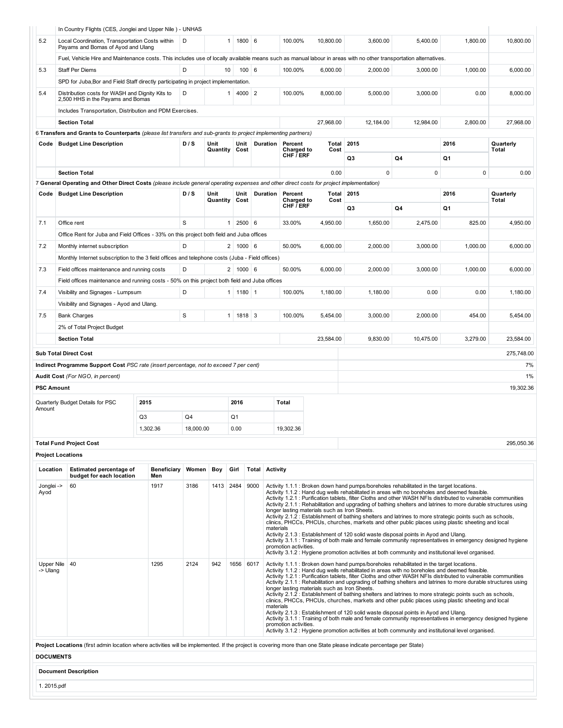| Code | Budget Line Description | D / S | Unit Quantity | Unit Cost | Duration | Percent Charged to CHF / ERF | Total Cost | 2015 Q3 | 2015 Q4 | 2016 Q1 | Quarterly Total |
|---|---|---|---|---|---|---|---|---|---|---|---|
| | In Country Flights (CES, Jonglei and Upper Nile ) - UNHAS | | | | | | | | | | |
| 5.2 | Local Coordination, Transportation Costs within Payams and Bomas of Ayod and Ulang | D | 1 | 1800 | 6 | 100.00% | 10,800.00 | 3,600.00 | 5,400.00 | 1,800.00 | 10,800.00 |
| | Fuel, Vehicle Hire and Maintenance costs. This includes use of locally available means such as manual labour in areas with no other transportation alternatives. | | | | | | | | | | |
| 5.3 | Staff Per Diems | D | 10 | 100 | 6 | 100.00% | 6,000.00 | 2,000.00 | 3,000.00 | 1,000.00 | 6,000.00 |
| | SPD for Juba,Bor and Field Staff directly participating in project implementation. | | | | | | | | | | |
| 5.4 | Distribution costs for WASH and Dignity Kits to 2,500 HHS in the Payams and Bomas | D | 1 | 4000 | 2 | 100.00% | 8,000.00 | 5,000.00 | 3,000.00 | 0.00 | 8,000.00 |
| | Includes Transportation, Distribution and PDM Exercises. | | | | | | | | | | |
| | **Section Total** | | | | | | 27,968.00 | 12,184.00 | 12,984.00 | 2,800.00 | 27,968.00 |

6 **Transfers and Grants to Counterparts** *(please list transfers and sub-grants to project implementing partners)*

| Code | Budget Line Description | D / S | Unit Quantity | Unit Cost | Duration | Percent Charged to CHF / ERF | Total Cost | 2015 Q3 | 2015 Q4 | 2016 Q1 | Quarterly Total |
|---|---|---|---|---|---|---|---|---|---|---|---|
| | **Section Total** | | | | | | 0.00 | 0 | 0 | 0 | 0.00 |

7 **General Operating and Other Direct Costs** *(please include general operating expenses and other direct costs for project implementation)*

| Code | Budget Line Description | D / S | Unit Quantity | Unit Cost | Duration | Percent Charged to CHF / ERF | Total Cost | 2015 Q3 | 2015 Q4 | 2016 Q1 | Quarterly Total |
|---|---|---|---|---|---|---|---|---|---|---|---|
| 7.1 | Office rent | S | 1 | 2500 | 6 | 33.00% | 4,950.00 | 1,650.00 | 2,475.00 | 825.00 | 4,950.00 |
| | Office Rent for Juba and Field Offices - 33% on this project both field and Juba offices | | | | | | | | | | |
| 7.2 | Monthly internet subscription | D | 2 | 1000 | 6 | 50.00% | 6,000.00 | 2,000.00 | 3,000.00 | 1,000.00 | 6,000.00 |
| | Monthly Internet subscription to the 3 field offices and telephone costs (Juba - Field offices) | | | | | | | | | | |
| 7.3 | Field offices maintenance and running costs | D | 2 | 1000 | 6 | 50.00% | 6,000.00 | 2,000.00 | 3,000.00 | 1,000.00 | 6,000.00 |
| | Field offices maintenance and running costs - 50% on this project both field and Juba offices | | | | | | | | | | |
| 7.4 | Visibility and Signages - Lumpsum | D | 1 | 1180 | 1 | 100.00% | 1,180.00 | 1,180.00 | 0.00 | 0.00 | 1,180.00 |
| | Visibility and Signages - Ayod and Ulang. | | | | | | | | | | |
| 7.5 | Bank Charges | S | 1 | 1818 | 3 | 100.00% | 5,454.00 | 3,000.00 | 2,000.00 | 454.00 | 5,454.00 |
| | 2% of Total Project Budget | | | | | | | | | | |
| | **Section Total** | | | | | | 23,584.00 | 9,830.00 | 10,475.00 | 3,279.00 | 23,584.00 |

| | |
|---|---|
| **Sub Total Direct Cost** | 275,748.00 |
| **Indirect Programme Support Cost** *PSC rate (insert percentage, not to exceed 7 per cent)* | 7% |
| **Audit Cost** *(For NGO, in percent)* | 1% |
| **PSC Amount** | 19,302.36 |

| Quarterly Budget Details for PSC Amount | 2015 Q3 | 2015 Q4 | 2016 Q1 | Total |
|---|---|---|---|---|
| | 1,302.36 | 18,000.00 | 0.00 | 19,302.36 |

| | |
|---|---|
| **Total Fund Project Cost** | 295,050.36 |

**Project Locations**

| Location | Estimated percentage of budget for each location | Beneficiary Men | Women | Boy | Girl | Total | Activity |
|---|---|---|---|---|---|---|---|
| Jonglei -> Ayod | 60 | 1917 | 3186 | 1413 | 2484 | 9000 | Activity 1.1.1 : Broken down hand pumps/boreholes rehabilitated in the target locations. Activity 1.1.2 : Hand dug wells rehabilitated in areas with no boreholes and deemed feasible. Activity 1.2.1 : Purification tablets, filter Cloths and other WASH NFIs distributed to vulnerable communities Activity 2.1.1 : Rehabilitation and upgrading of bathing shelters and latrines to more durable structures using longer lasting materials such as Iron Sheets. Activity 2.1.2 : Establishment of bathing shelters and latrines to more strategic points such as schools, clinics, PHCCs, PHCUs, churches, markets and other public places using plastic sheeting and local materials Activity 2.1.3 : Establishment of 120 solid waste disposal points in Ayod and Ulang. Activity 3.1.1 : Training of both male and female community representatives in emergency designed hygiene promotion activities. Activity 3.1.2 : Hygiene promotion activities at both community and institutional level organised. |
| Upper Nile -> Ulang | 40 | 1295 | 2124 | 942 | 1656 | 6017 | Activity 1.1.1 : Broken down hand pumps/boreholes rehabilitated in the target locations. Activity 1.1.2 : Hand dug wells rehabilitated in areas with no boreholes and deemed feasible. Activity 1.2.1 : Purification tablets, filter Cloths and other WASH NFIs distributed to vulnerable communities Activity 2.1.1 : Rehabilitation and upgrading of bathing shelters and latrines to more durable structures using longer lasting materials such as Iron Sheets. Activity 2.1.2 : Establishment of bathing shelters and latrines to more strategic points such as schools, clinics, PHCCs, PHCUs, churches, markets and other public places using plastic sheeting and local materials Activity 2.1.3 : Establishment of 120 solid waste disposal points in Ayod and Ulang. Activity 3.1.1 : Training of both male and female community representatives in emergency designed hygiene promotion activities. Activity 3.1.2 : Hygiene promotion activities at both community and institutional level organised. |

**Project Locations** (first admin location where activities will be implemented. If the project is covering more than one State please indicate percentage per State)

**DOCUMENTS**

| Document Description |
|---|
| 1. 2015.pdf |